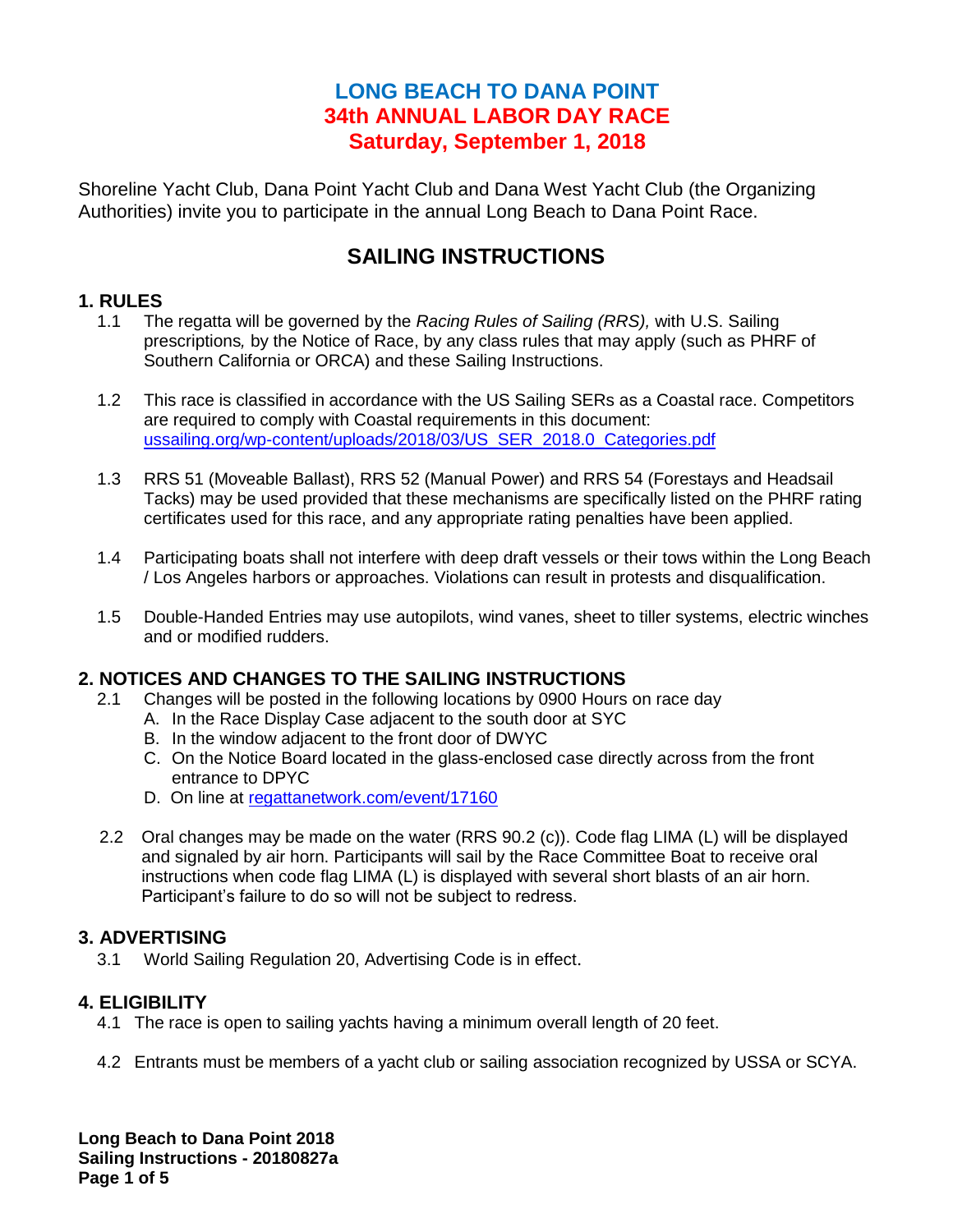# LONG BEACH TO DANA POINT
# 34th ANNUAL LABOR DAY RACE
# Saturday, September 1, 2018

Shoreline Yacht Club, Dana Point Yacht Club and Dana West Yacht Club (the Organizing Authorities) invite you to participate in the annual Long Beach to Dana Point Race.

## SAILING INSTRUCTIONS

### 1. RULES

1.1 The regatta will be governed by the *Racing Rules of Sailing (RRS),* with U.S. Sailing prescriptions*,* by the Notice of Race, by any class rules that may apply (such as PHRF of Southern California or ORCA) and these Sailing Instructions.

1.2 This race is classified in accordance with the US Sailing SERs as a Coastal race. Competitors are required to comply with Coastal requirements in this document: [ussailing.org/wp-content/uploads/2018/03/US_SER_2018.0_Categories.pdf](ussailing.org/wp-content/uploads/2018/03/US_SER_2018.0_Categories.pdf)

1.3 RRS 51 (Moveable Ballast), RRS 52 (Manual Power) and RRS 54 (Forestays and Headsail Tacks) may be used provided that these mechanisms are specifically listed on the PHRF rating certificates used for this race, and any appropriate rating penalties have been applied.

1.4 Participating boats shall not interfere with deep draft vessels or their tows within the Long Beach / Los Angeles harbors or approaches. Violations can result in protests and disqualification.

1.5 Double-Handed Entries may use autopilots, wind vanes, sheet to tiller systems, electric winches and or modified rudders.

### 2. NOTICES AND CHANGES TO THE SAILING INSTRUCTIONS

2.1 Changes will be posted in the following locations by 0900 Hours on race day

A. In the Race Display Case adjacent to the south door at SYC
B. In the window adjacent to the front door of DWYC
C. On the Notice Board located in the glass-enclosed case directly across from the front entrance to DPYC
D. On line at [regattanetwork.com/event/17160](regattanetwork.com/event/17160)

2.2 Oral changes may be made on the water (RRS 90.2 (c)). Code flag LIMA (L) will be displayed and signaled by air horn. Participants will sail by the Race Committee Boat to receive oral instructions when code flag LIMA (L) is displayed with several short blasts of an air horn. Participant's failure to do so will not be subject to redress.

### 3. ADVERTISING

3.1 World Sailing Regulation 20, Advertising Code is in effect.

### 4. ELIGIBILITY

4.1 The race is open to sailing yachts having a minimum overall length of 20 feet.

4.2 Entrants must be members of a yacht club or sailing association recognized by USSA or SCYA.

**Long Beach to Dana Point 2018**
**Sailing Instructions - 20180827a**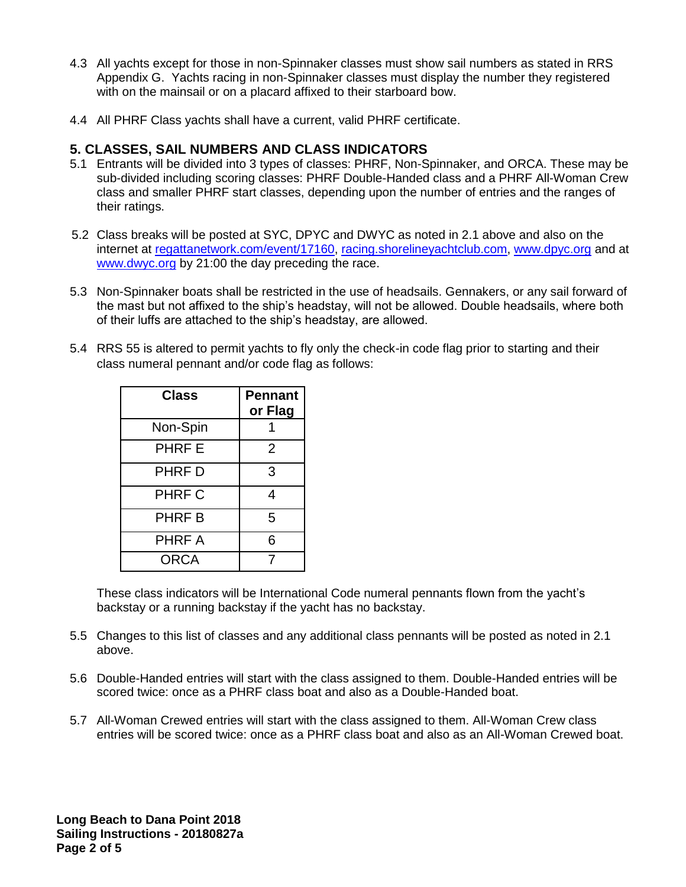4.3 All yachts except for those in non-Spinnaker classes must show sail numbers as stated in RRS Appendix G. Yachts racing in non-Spinnaker classes must display the number they registered with on the mainsail or on a placard affixed to their starboard bow.

4.4 All PHRF Class yachts shall have a current, valid PHRF certificate.

## 5. CLASSES, SAIL NUMBERS AND CLASS INDICATORS

5.1 Entrants will be divided into 3 types of classes: PHRF, Non-Spinnaker, and ORCA. These may be sub-divided including scoring classes: PHRF Double-Handed class and a PHRF All-Woman Crew class and smaller PHRF start classes, depending upon the number of entries and the ranges of their ratings.

5.2 Class breaks will be posted at SYC, DPYC and DWYC as noted in 2.1 above and also on the internet at regattanetwork.com/event/17160, racing.shorelineyachtclub.com, www.dpyc.org and at www.dwyc.org by 21:00 the day preceding the race.

5.3 Non-Spinnaker boats shall be restricted in the use of headsails. Gennakers, or any sail forward of the mast but not affixed to the ship's headstay, will not be allowed. Double headsails, where both of their luffs are attached to the ship's headstay, are allowed.

5.4 RRS 55 is altered to permit yachts to fly only the check-in code flag prior to starting and their class numeral pennant and/or code flag as follows:

| Class | Pennant or Flag |
|---|---|
| Non-Spin | 1 |
| PHRF E | 2 |
| PHRF D | 3 |
| PHRF C | 4 |
| PHRF B | 5 |
| PHRF A | 6 |
| ORCA | 7 |

These class indicators will be International Code numeral pennants flown from the yacht's backstay or a running backstay if the yacht has no backstay.

5.5 Changes to this list of classes and any additional class pennants will be posted as noted in 2.1 above.

5.6 Double-Handed entries will start with the class assigned to them. Double-Handed entries will be scored twice: once as a PHRF class boat and also as a Double-Handed boat.

5.7 All-Woman Crewed entries will start with the class assigned to them. All-Woman Crew class entries will be scored twice: once as a PHRF class boat and also as an All-Woman Crewed boat.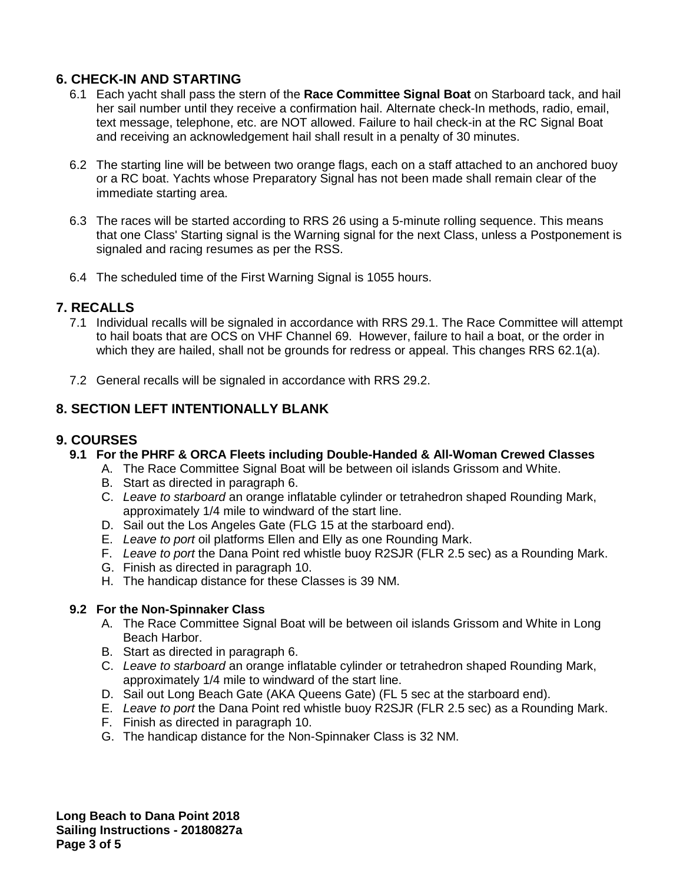## 6. CHECK-IN AND STARTING

6.1 Each yacht shall pass the stern of the **Race Committee Signal Boat** on Starboard tack, and hail her sail number until they receive a confirmation hail. Alternate check-In methods, radio, email, text message, telephone, etc. are NOT allowed. Failure to hail check-in at the RC Signal Boat and receiving an acknowledgement hail shall result in a penalty of 30 minutes.

6.2 The starting line will be between two orange flags, each on a staff attached to an anchored buoy or a RC boat. Yachts whose Preparatory Signal has not been made shall remain clear of the immediate starting area.

6.3 The races will be started according to RRS 26 using a 5-minute rolling sequence. This means that one Class' Starting signal is the Warning signal for the next Class, unless a Postponement is signaled and racing resumes as per the RSS.

6.4 The scheduled time of the First Warning Signal is 1055 hours.

## 7. RECALLS

7.1 Individual recalls will be signaled in accordance with RRS 29.1. The Race Committee will attempt to hail boats that are OCS on VHF Channel 69. However, failure to hail a boat, or the order in which they are hailed, shall not be grounds for redress or appeal. This changes RRS 62.1(a).

7.2 General recalls will be signaled in accordance with RRS 29.2.

## 8. SECTION LEFT INTENTIONALLY BLANK

## 9. COURSES

### 9.1 For the PHRF & ORCA Fleets including Double-Handed & All-Woman Crewed Classes

A. The Race Committee Signal Boat will be between oil islands Grissom and White.
B. Start as directed in paragraph 6.
C. *Leave to starboard* an orange inflatable cylinder or tetrahedron shaped Rounding Mark, approximately 1/4 mile to windward of the start line.
D. Sail out the Los Angeles Gate (FLG 15 at the starboard end).
E. *Leave to port* oil platforms Ellen and Elly as one Rounding Mark.
F. *Leave to port* the Dana Point red whistle buoy R2SJR (FLR 2.5 sec) as a Rounding Mark.
G. Finish as directed in paragraph 10.
H. The handicap distance for these Classes is 39 NM.

### 9.2 For the Non-Spinnaker Class

A. The Race Committee Signal Boat will be between oil islands Grissom and White in Long Beach Harbor.
B. Start as directed in paragraph 6.
C. *Leave to starboard* an orange inflatable cylinder or tetrahedron shaped Rounding Mark, approximately 1/4 mile to windward of the start line.
D. Sail out Long Beach Gate (AKA Queens Gate) (FL 5 sec at the starboard end).
E. *Leave to port* the Dana Point red whistle buoy R2SJR (FLR 2.5 sec) as a Rounding Mark.
F. Finish as directed in paragraph 10.
G. The handicap distance for the Non-Spinnaker Class is 32 NM.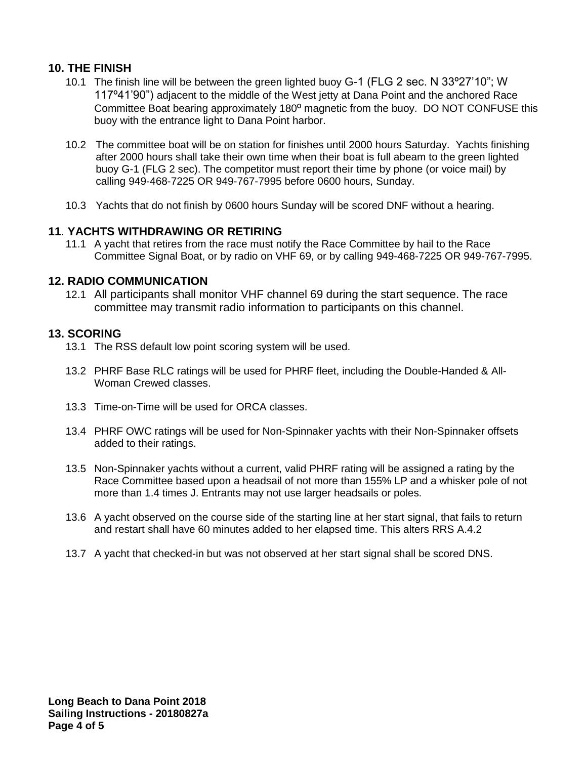## 10. THE FINISH

10.1 The finish line will be between the green lighted buoy G-1 (FLG 2 sec. N 33º27'10"; W 117º41'90") adjacent to the middle of the West jetty at Dana Point and the anchored Race Committee Boat bearing approximately 180º magnetic from the buoy. DO NOT CONFUSE this buoy with the entrance light to Dana Point harbor.

10.2 The committee boat will be on station for finishes until 2000 hours Saturday. Yachts finishing after 2000 hours shall take their own time when their boat is full abeam to the green lighted buoy G-1 (FLG 2 sec). The competitor must report their time by phone (or voice mail) by calling 949-468-7225 OR 949-767-7995 before 0600 hours, Sunday.

10.3 Yachts that do not finish by 0600 hours Sunday will be scored DNF without a hearing.

## 11. YACHTS WITHDRAWING OR RETIRING

11.1 A yacht that retires from the race must notify the Race Committee by hail to the Race Committee Signal Boat, or by radio on VHF 69, or by calling 949-468-7225 OR 949-767-7995.

## 12. RADIO COMMUNICATION

12.1 All participants shall monitor VHF channel 69 during the start sequence. The race committee may transmit radio information to participants on this channel.

## 13. SCORING

13.1 The RSS default low point scoring system will be used.

13.2 PHRF Base RLC ratings will be used for PHRF fleet, including the Double-Handed & All-Woman Crewed classes.

13.3 Time-on-Time will be used for ORCA classes.

13.4 PHRF OWC ratings will be used for Non-Spinnaker yachts with their Non-Spinnaker offsets added to their ratings.

13.5 Non-Spinnaker yachts without a current, valid PHRF rating will be assigned a rating by the Race Committee based upon a headsail of not more than 155% LP and a whisker pole of not more than 1.4 times J. Entrants may not use larger headsails or poles.

13.6 A yacht observed on the course side of the starting line at her start signal, that fails to return and restart shall have 60 minutes added to her elapsed time. This alters RRS A.4.2

13.7 A yacht that checked-in but was not observed at her start signal shall be scored DNS.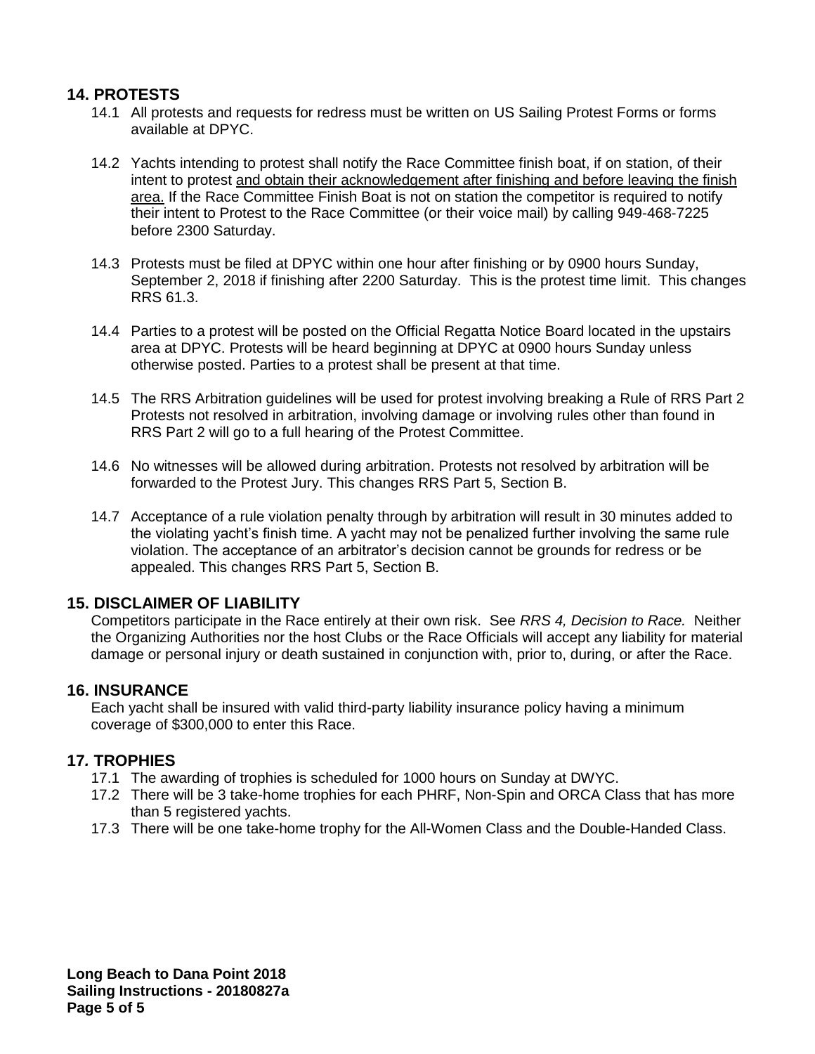## 14. PROTESTS

14.1 All protests and requests for redress must be written on US Sailing Protest Forms or forms available at DPYC.

14.2 Yachts intending to protest shall notify the Race Committee finish boat, if on station, of their intent to protest <u>and obtain their acknowledgement after finishing and before leaving the finish area.</u> If the Race Committee Finish Boat is not on station the competitor is required to notify their intent to Protest to the Race Committee (or their voice mail) by calling 949-468-7225 before 2300 Saturday.

14.3 Protests must be filed at DPYC within one hour after finishing or by 0900 hours Sunday, September 2, 2018 if finishing after 2200 Saturday. This is the protest time limit. This changes RRS 61.3.

14.4 Parties to a protest will be posted on the Official Regatta Notice Board located in the upstairs area at DPYC. Protests will be heard beginning at DPYC at 0900 hours Sunday unless otherwise posted. Parties to a protest shall be present at that time.

14.5 The RRS Arbitration guidelines will be used for protest involving breaking a Rule of RRS Part 2 Protests not resolved in arbitration, involving damage or involving rules other than found in RRS Part 2 will go to a full hearing of the Protest Committee.

14.6 No witnesses will be allowed during arbitration. Protests not resolved by arbitration will be forwarded to the Protest Jury. This changes RRS Part 5, Section B.

14.7 Acceptance of a rule violation penalty through by arbitration will result in 30 minutes added to the violating yacht's finish time. A yacht may not be penalized further involving the same rule violation. The acceptance of an arbitrator's decision cannot be grounds for redress or be appealed. This changes RRS Part 5, Section B.

## 15. DISCLAIMER OF LIABILITY

Competitors participate in the Race entirely at their own risk. See *RRS 4, Decision to Race.* Neither the Organizing Authorities nor the host Clubs or the Race Officials will accept any liability for material damage or personal injury or death sustained in conjunction with, prior to, during, or after the Race.

## 16. INSURANCE

Each yacht shall be insured with valid third-party liability insurance policy having a minimum coverage of $300,000 to enter this Race.

## 17. TROPHIES

17.1 The awarding of trophies is scheduled for 1000 hours on Sunday at DWYC.

17.2 There will be 3 take-home trophies for each PHRF, Non-Spin and ORCA Class that has more than 5 registered yachts.

17.3 There will be one take-home trophy for the All-Women Class and the Double-Handed Class.

**Long Beach to Dana Point 2018**
**Sailing Instructions - 20180827a**